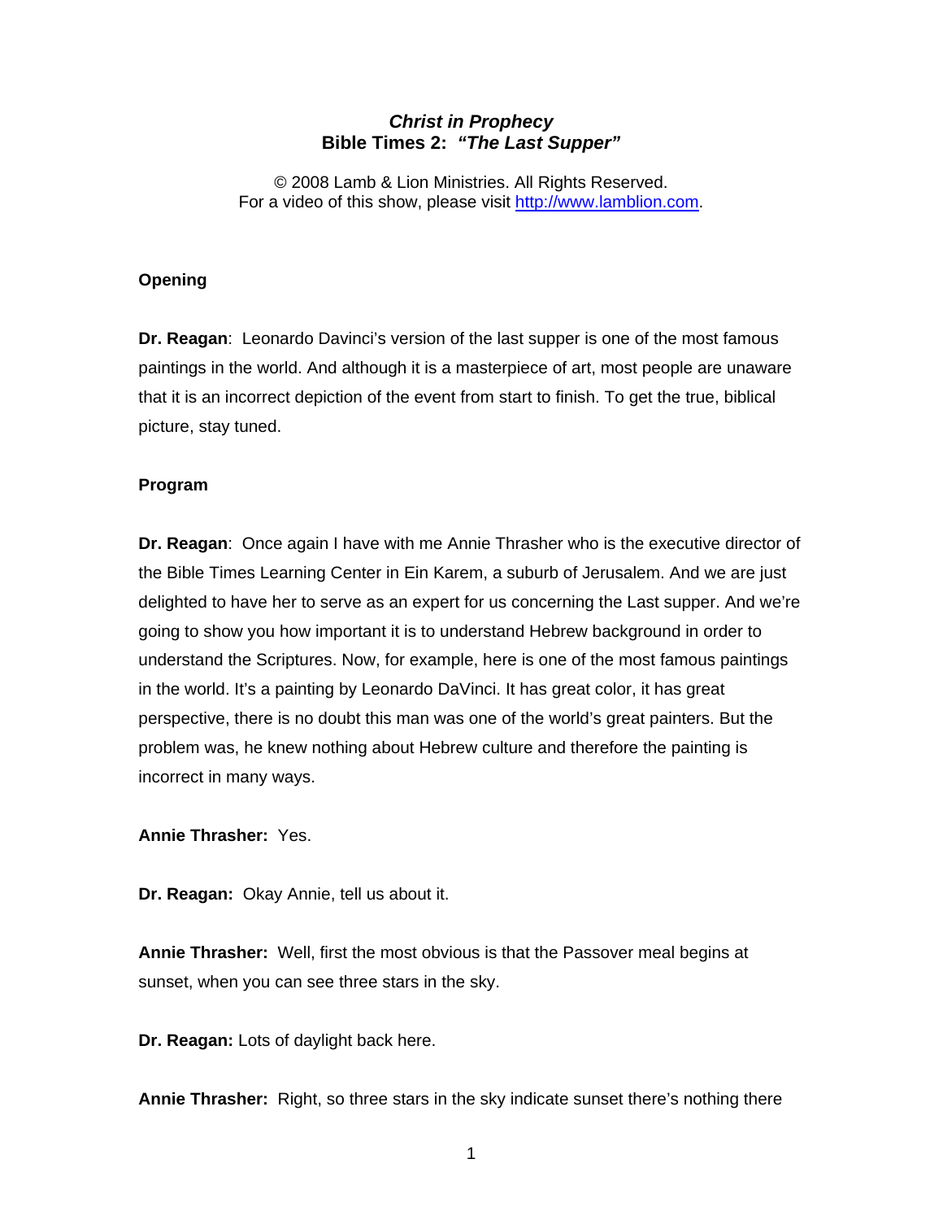***Christ in Prophecy***
**Bible Times 2: *"The Last Supper"***

© 2008 Lamb & Lion Ministries. All Rights Reserved.
For a video of this show, please visit http://www.lamblion.com.

**Opening**

**Dr. Reagan**: Leonardo Davinci's version of the last supper is one of the most famous paintings in the world. And although it is a masterpiece of art, most people are unaware that it is an incorrect depiction of the event from start to finish. To get the true, biblical picture, stay tuned.

**Program**

**Dr. Reagan**: Once again I have with me Annie Thrasher who is the executive director of the Bible Times Learning Center in Ein Karem, a suburb of Jerusalem. And we are just delighted to have her to serve as an expert for us concerning the Last supper. And we're going to show you how important it is to understand Hebrew background in order to understand the Scriptures. Now, for example, here is one of the most famous paintings in the world. It's a painting by Leonardo DaVinci. It has great color, it has great perspective, there is no doubt this man was one of the world's great painters. But the problem was, he knew nothing about Hebrew culture and therefore the painting is incorrect in many ways.

**Annie Thrasher:** Yes.

**Dr. Reagan:** Okay Annie, tell us about it.

**Annie Thrasher:** Well, first the most obvious is that the Passover meal begins at sunset, when you can see three stars in the sky.

**Dr. Reagan:** Lots of daylight back here.

**Annie Thrasher:** Right, so three stars in the sky indicate sunset there's nothing there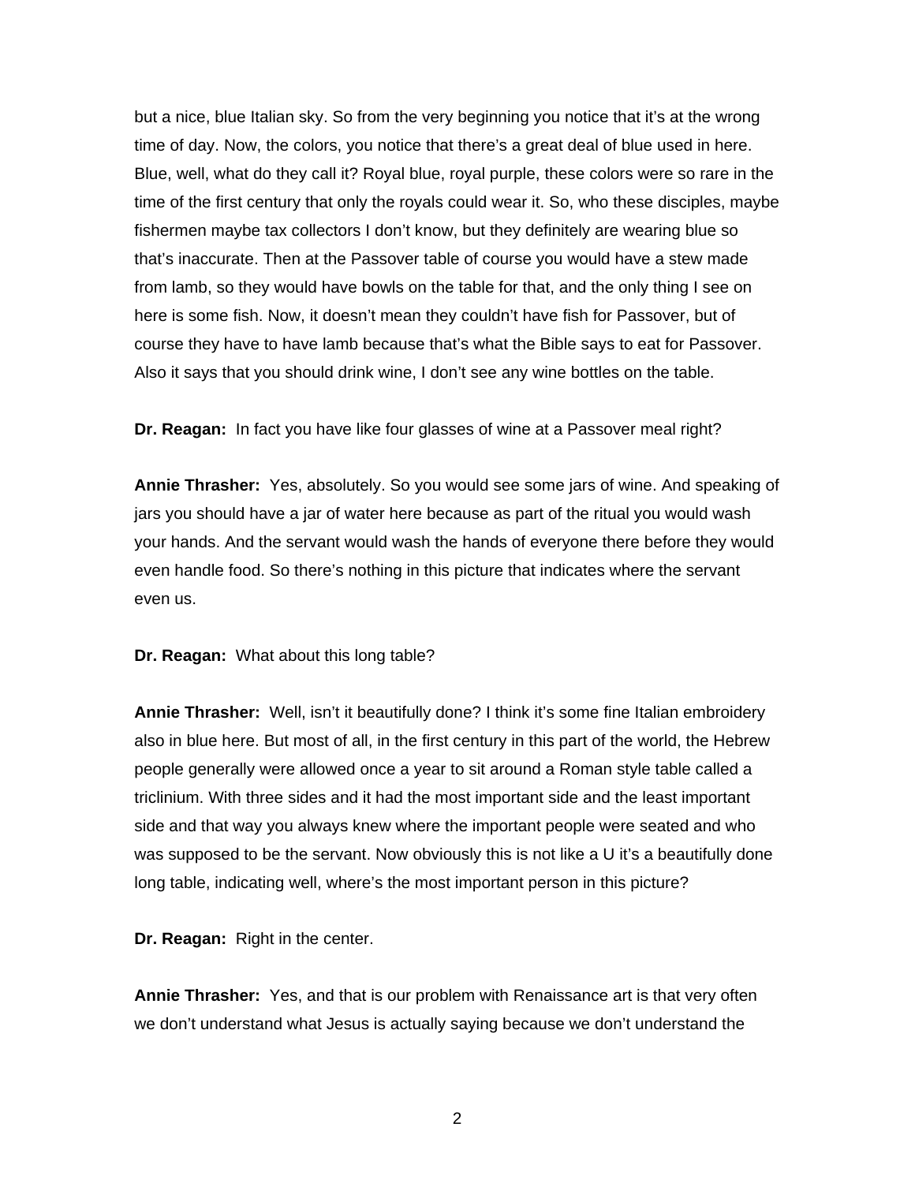but a nice, blue Italian sky. So from the very beginning you notice that it's at the wrong time of day. Now, the colors, you notice that there's a great deal of blue used in here. Blue, well, what do they call it? Royal blue, royal purple, these colors were so rare in the time of the first century that only the royals could wear it. So, who these disciples, maybe fishermen maybe tax collectors I don't know, but they definitely are wearing blue so that's inaccurate. Then at the Passover table of course you would have a stew made from lamb, so they would have bowls on the table for that, and the only thing I see on here is some fish. Now, it doesn't mean they couldn't have fish for Passover, but of course they have to have lamb because that's what the Bible says to eat for Passover. Also it says that you should drink wine, I don't see any wine bottles on the table.

**Dr. Reagan:** In fact you have like four glasses of wine at a Passover meal right?

**Annie Thrasher:** Yes, absolutely. So you would see some jars of wine. And speaking of jars you should have a jar of water here because as part of the ritual you would wash your hands. And the servant would wash the hands of everyone there before they would even handle food. So there's nothing in this picture that indicates where the servant even us.

**Dr. Reagan:** What about this long table?

**Annie Thrasher:** Well, isn't it beautifully done? I think it's some fine Italian embroidery also in blue here. But most of all, in the first century in this part of the world, the Hebrew people generally were allowed once a year to sit around a Roman style table called a triclinium. With three sides and it had the most important side and the least important side and that way you always knew where the important people were seated and who was supposed to be the servant. Now obviously this is not like a U it's a beautifully done long table, indicating well, where's the most important person in this picture?

**Dr. Reagan:** Right in the center.

**Annie Thrasher:** Yes, and that is our problem with Renaissance art is that very often we don't understand what Jesus is actually saying because we don't understand the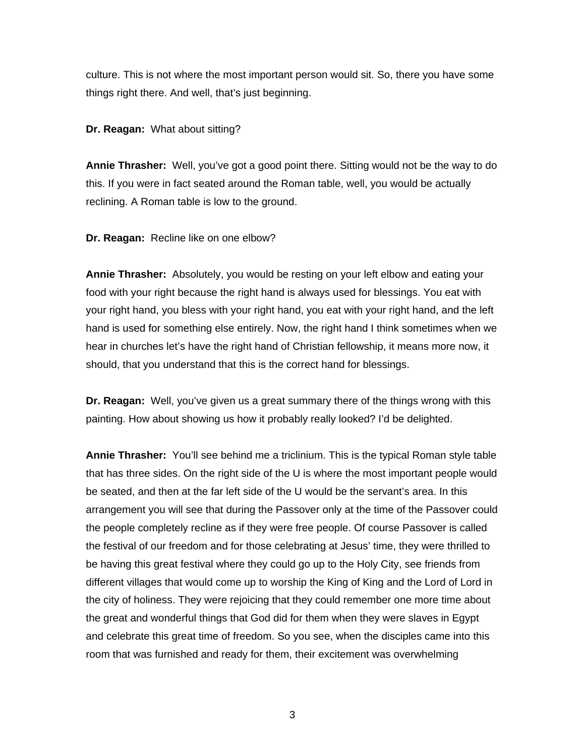culture. This is not where the most important person would sit. So, there you have some things right there. And well, that's just beginning.

**Dr. Reagan:** What about sitting?

**Annie Thrasher:** Well, you've got a good point there. Sitting would not be the way to do this. If you were in fact seated around the Roman table, well, you would be actually reclining. A Roman table is low to the ground.

**Dr. Reagan:** Recline like on one elbow?

**Annie Thrasher:** Absolutely, you would be resting on your left elbow and eating your food with your right because the right hand is always used for blessings. You eat with your right hand, you bless with your right hand, you eat with your right hand, and the left hand is used for something else entirely. Now, the right hand I think sometimes when we hear in churches let's have the right hand of Christian fellowship, it means more now, it should, that you understand that this is the correct hand for blessings.

**Dr. Reagan:** Well, you've given us a great summary there of the things wrong with this painting. How about showing us how it probably really looked? I'd be delighted.

**Annie Thrasher:** You'll see behind me a triclinium. This is the typical Roman style table that has three sides. On the right side of the U is where the most important people would be seated, and then at the far left side of the U would be the servant's area. In this arrangement you will see that during the Passover only at the time of the Passover could the people completely recline as if they were free people. Of course Passover is called the festival of our freedom and for those celebrating at Jesus' time, they were thrilled to be having this great festival where they could go up to the Holy City, see friends from different villages that would come up to worship the King of King and the Lord of Lord in the city of holiness. They were rejoicing that they could remember one more time about the great and wonderful things that God did for them when they were slaves in Egypt and celebrate this great time of freedom. So you see, when the disciples came into this room that was furnished and ready for them, their excitement was overwhelming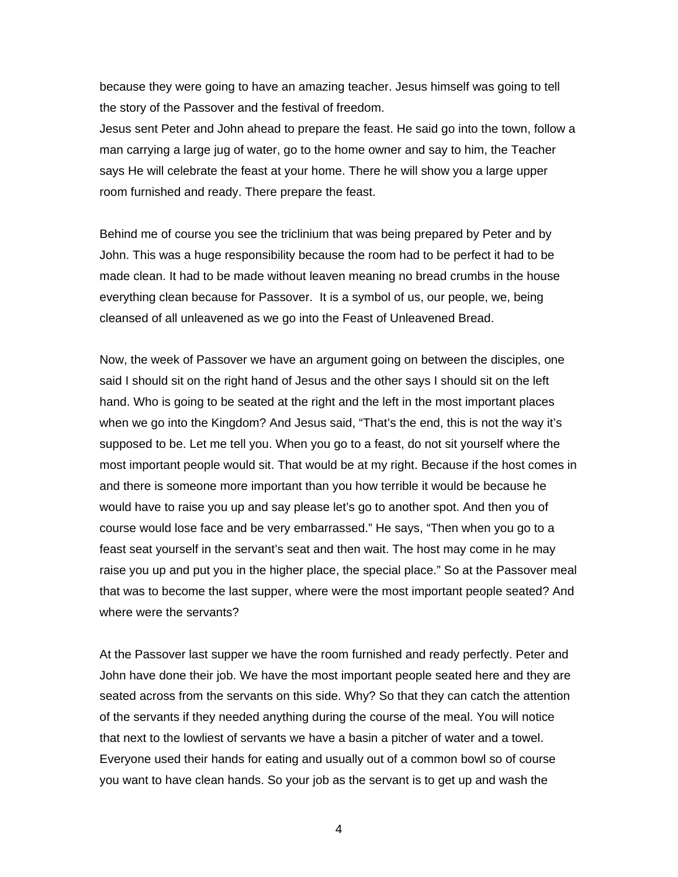because they were going to have an amazing teacher. Jesus himself was going to tell the story of the Passover and the festival of freedom.
Jesus sent Peter and John ahead to prepare the feast. He said go into the town, follow a man carrying a large jug of water, go to the home owner and say to him, the Teacher says He will celebrate the feast at your home. There he will show you a large upper room furnished and ready. There prepare the feast.

Behind me of course you see the triclinium that was being prepared by Peter and by John. This was a huge responsibility because the room had to be perfect it had to be made clean. It had to be made without leaven meaning no bread crumbs in the house everything clean because for Passover. It is a symbol of us, our people, we, being cleansed of all unleavened as we go into the Feast of Unleavened Bread.

Now, the week of Passover we have an argument going on between the disciples, one said I should sit on the right hand of Jesus and the other says I should sit on the left hand. Who is going to be seated at the right and the left in the most important places when we go into the Kingdom? And Jesus said, "That's the end, this is not the way it's supposed to be. Let me tell you. When you go to a feast, do not sit yourself where the most important people would sit. That would be at my right. Because if the host comes in and there is someone more important than you how terrible it would be because he would have to raise you up and say please let's go to another spot. And then you of course would lose face and be very embarrassed." He says, "Then when you go to a feast seat yourself in the servant's seat and then wait. The host may come in he may raise you up and put you in the higher place, the special place." So at the Passover meal that was to become the last supper, where were the most important people seated? And where were the servants?

At the Passover last supper we have the room furnished and ready perfectly. Peter and John have done their job. We have the most important people seated here and they are seated across from the servants on this side. Why? So that they can catch the attention of the servants if they needed anything during the course of the meal. You will notice that next to the lowliest of servants we have a basin a pitcher of water and a towel. Everyone used their hands for eating and usually out of a common bowl so of course you want to have clean hands. So your job as the servant is to get up and wash the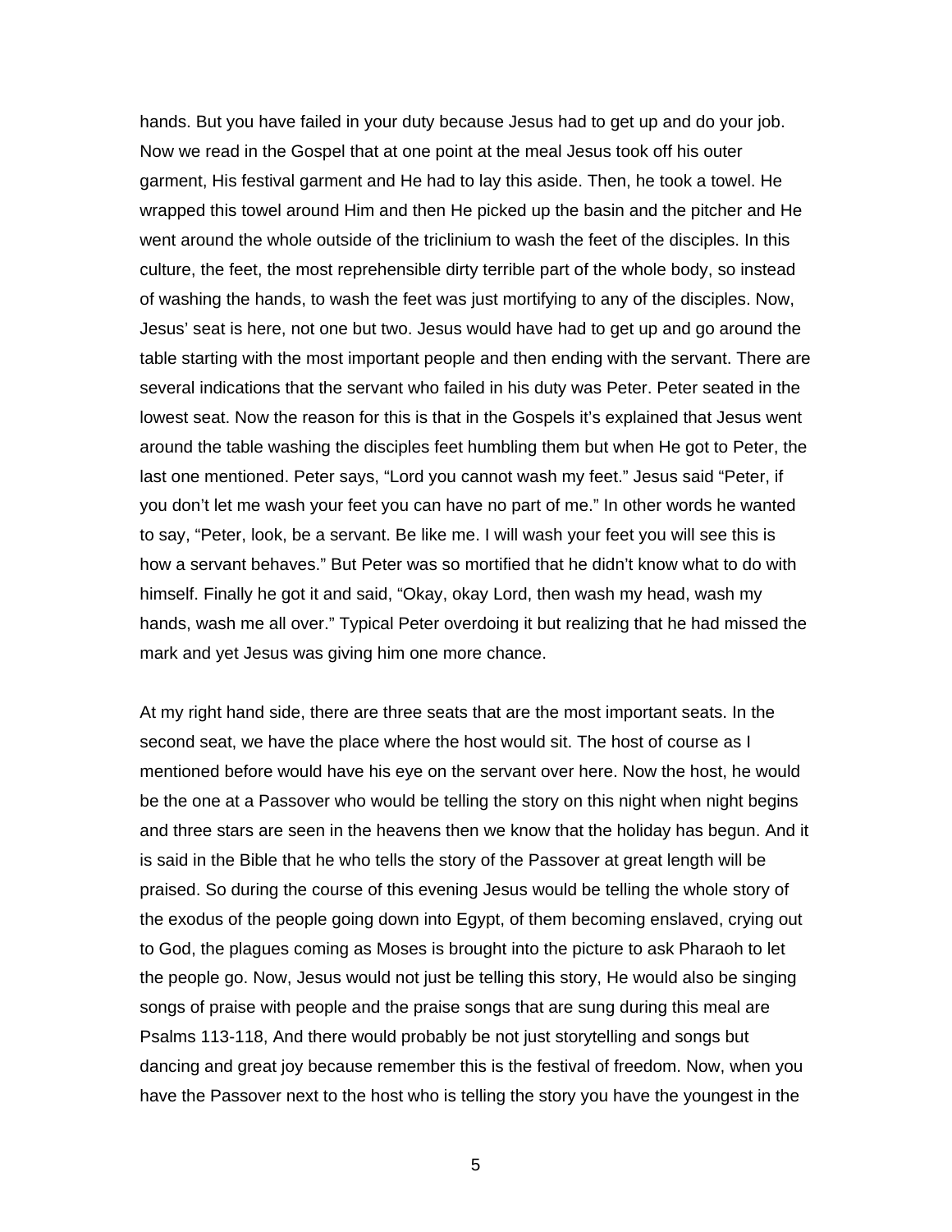hands. But you have failed in your duty because Jesus had to get up and do your job. Now we read in the Gospel that at one point at the meal Jesus took off his outer garment, His festival garment and He had to lay this aside. Then, he took a towel. He wrapped this towel around Him and then He picked up the basin and the pitcher and He went around the whole outside of the triclinium to wash the feet of the disciples. In this culture, the feet, the most reprehensible dirty terrible part of the whole body, so instead of washing the hands, to wash the feet was just mortifying to any of the disciples. Now, Jesus' seat is here, not one but two. Jesus would have had to get up and go around the table starting with the most important people and then ending with the servant. There are several indications that the servant who failed in his duty was Peter. Peter seated in the lowest seat. Now the reason for this is that in the Gospels it's explained that Jesus went around the table washing the disciples feet humbling them but when He got to Peter, the last one mentioned. Peter says, "Lord you cannot wash my feet." Jesus said "Peter, if you don't let me wash your feet you can have no part of me." In other words he wanted to say, "Peter, look, be a servant. Be like me. I will wash your feet you will see this is how a servant behaves." But Peter was so mortified that he didn't know what to do with himself. Finally he got it and said, "Okay, okay Lord, then wash my head, wash my hands, wash me all over." Typical Peter overdoing it but realizing that he had missed the mark and yet Jesus was giving him one more chance.

At my right hand side, there are three seats that are the most important seats. In the second seat, we have the place where the host would sit. The host of course as I mentioned before would have his eye on the servant over here. Now the host, he would be the one at a Passover who would be telling the story on this night when night begins and three stars are seen in the heavens then we know that the holiday has begun. And it is said in the Bible that he who tells the story of the Passover at great length will be praised. So during the course of this evening Jesus would be telling the whole story of the exodus of the people going down into Egypt, of them becoming enslaved, crying out to God, the plagues coming as Moses is brought into the picture to ask Pharaoh to let the people go. Now, Jesus would not just be telling this story, He would also be singing songs of praise with people and the praise songs that are sung during this meal are Psalms 113-118, And there would probably be not just storytelling and songs but dancing and great joy because remember this is the festival of freedom. Now, when you have the Passover next to the host who is telling the story you have the youngest in the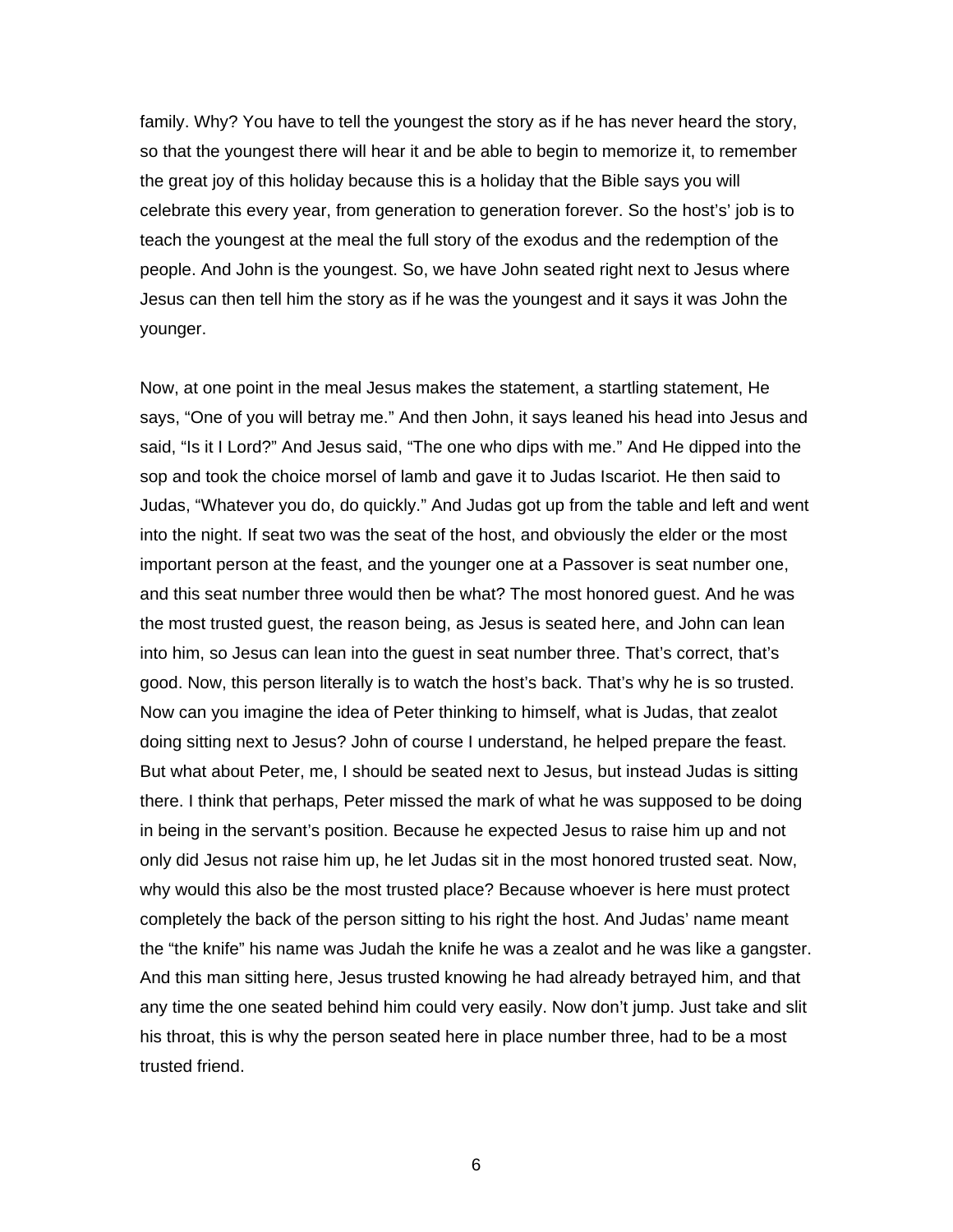family. Why? You have to tell the youngest the story as if he has never heard the story, so that the youngest there will hear it and be able to begin to memorize it, to remember the great joy of this holiday because this is a holiday that the Bible says you will celebrate this every year, from generation to generation forever. So the host's' job is to teach the youngest at the meal the full story of the exodus and the redemption of the people. And John is the youngest. So, we have John seated right next to Jesus where Jesus can then tell him the story as if he was the youngest and it says it was John the younger.

Now, at one point in the meal Jesus makes the statement, a startling statement, He says, "One of you will betray me." And then John, it says leaned his head into Jesus and said, "Is it I Lord?" And Jesus said, "The one who dips with me." And He dipped into the sop and took the choice morsel of lamb and gave it to Judas Iscariot. He then said to Judas, "Whatever you do, do quickly." And Judas got up from the table and left and went into the night. If seat two was the seat of the host, and obviously the elder or the most important person at the feast, and the younger one at a Passover is seat number one, and this seat number three would then be what? The most honored guest. And he was the most trusted guest, the reason being, as Jesus is seated here, and John can lean into him, so Jesus can lean into the guest in seat number three. That's correct, that's good. Now, this person literally is to watch the host's back. That's why he is so trusted. Now can you imagine the idea of Peter thinking to himself, what is Judas, that zealot doing sitting next to Jesus? John of course I understand, he helped prepare the feast. But what about Peter, me, I should be seated next to Jesus, but instead Judas is sitting there. I think that perhaps, Peter missed the mark of what he was supposed to be doing in being in the servant's position. Because he expected Jesus to raise him up and not only did Jesus not raise him up, he let Judas sit in the most honored trusted seat. Now, why would this also be the most trusted place? Because whoever is here must protect completely the back of the person sitting to his right the host. And Judas' name meant the "the knife" his name was Judah the knife he was a zealot and he was like a gangster. And this man sitting here, Jesus trusted knowing he had already betrayed him, and that any time the one seated behind him could very easily. Now don't jump. Just take and slit his throat, this is why the person seated here in place number three, had to be a most trusted friend.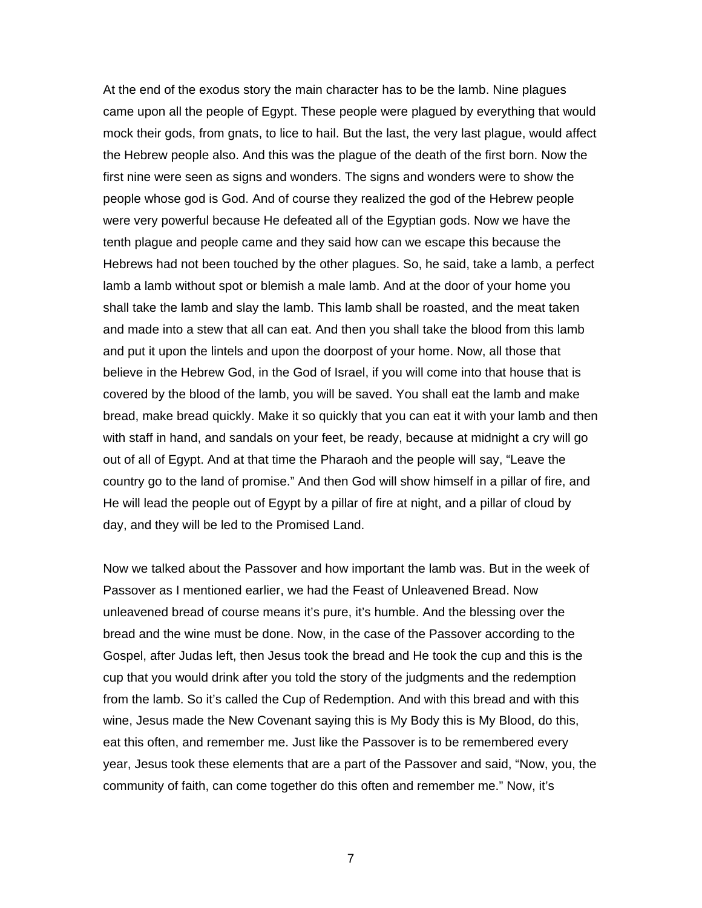At the end of the exodus story the main character has to be the lamb. Nine plagues came upon all the people of Egypt. These people were plagued by everything that would mock their gods, from gnats, to lice to hail. But the last, the very last plague, would affect the Hebrew people also. And this was the plague of the death of the first born. Now the first nine were seen as signs and wonders. The signs and wonders were to show the people whose god is God. And of course they realized the god of the Hebrew people were very powerful because He defeated all of the Egyptian gods. Now we have the tenth plague and people came and they said how can we escape this because the Hebrews had not been touched by the other plagues. So, he said, take a lamb, a perfect lamb a lamb without spot or blemish a male lamb. And at the door of your home you shall take the lamb and slay the lamb. This lamb shall be roasted, and the meat taken and made into a stew that all can eat. And then you shall take the blood from this lamb and put it upon the lintels and upon the doorpost of your home. Now, all those that believe in the Hebrew God, in the God of Israel, if you will come into that house that is covered by the blood of the lamb, you will be saved. You shall eat the lamb and make bread, make bread quickly. Make it so quickly that you can eat it with your lamb and then with staff in hand, and sandals on your feet, be ready, because at midnight a cry will go out of all of Egypt. And at that time the Pharaoh and the people will say, "Leave the country go to the land of promise." And then God will show himself in a pillar of fire, and He will lead the people out of Egypt by a pillar of fire at night, and a pillar of cloud by day, and they will be led to the Promised Land.

Now we talked about the Passover and how important the lamb was. But in the week of Passover as I mentioned earlier, we had the Feast of Unleavened Bread. Now unleavened bread of course means it's pure, it's humble. And the blessing over the bread and the wine must be done. Now, in the case of the Passover according to the Gospel, after Judas left, then Jesus took the bread and He took the cup and this is the cup that you would drink after you told the story of the judgments and the redemption from the lamb. So it's called the Cup of Redemption. And with this bread and with this wine, Jesus made the New Covenant saying this is My Body this is My Blood, do this, eat this often, and remember me. Just like the Passover is to be remembered every year, Jesus took these elements that are a part of the Passover and said, "Now, you, the community of faith, can come together do this often and remember me." Now, it's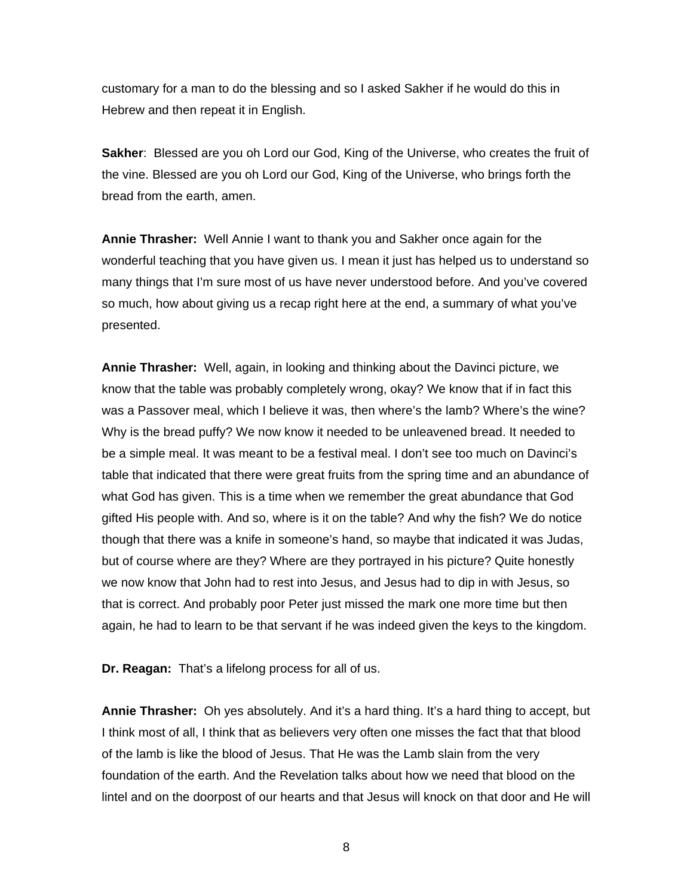customary for a man to do the blessing and so I asked Sakher if he would do this in Hebrew and then repeat it in English.

**Sakher**: Blessed are you oh Lord our God, King of the Universe, who creates the fruit of the vine. Blessed are you oh Lord our God, King of the Universe, who brings forth the bread from the earth, amen.

**Annie Thrasher:** Well Annie I want to thank you and Sakher once again for the wonderful teaching that you have given us. I mean it just has helped us to understand so many things that I'm sure most of us have never understood before. And you've covered so much, how about giving us a recap right here at the end, a summary of what you've presented.

**Annie Thrasher:** Well, again, in looking and thinking about the Davinci picture, we know that the table was probably completely wrong, okay? We know that if in fact this was a Passover meal, which I believe it was, then where's the lamb? Where's the wine? Why is the bread puffy? We now know it needed to be unleavened bread. It needed to be a simple meal. It was meant to be a festival meal. I don't see too much on Davinci's table that indicated that there were great fruits from the spring time and an abundance of what God has given. This is a time when we remember the great abundance that God gifted His people with. And so, where is it on the table? And why the fish? We do notice though that there was a knife in someone's hand, so maybe that indicated it was Judas, but of course where are they? Where are they portrayed in his picture? Quite honestly we now know that John had to rest into Jesus, and Jesus had to dip in with Jesus, so that is correct. And probably poor Peter just missed the mark one more time but then again, he had to learn to be that servant if he was indeed given the keys to the kingdom.

**Dr. Reagan:** That's a lifelong process for all of us.

**Annie Thrasher:** Oh yes absolutely. And it's a hard thing. It's a hard thing to accept, but I think most of all, I think that as believers very often one misses the fact that that blood of the lamb is like the blood of Jesus. That He was the Lamb slain from the very foundation of the earth. And the Revelation talks about how we need that blood on the lintel and on the doorpost of our hearts and that Jesus will knock on that door and He will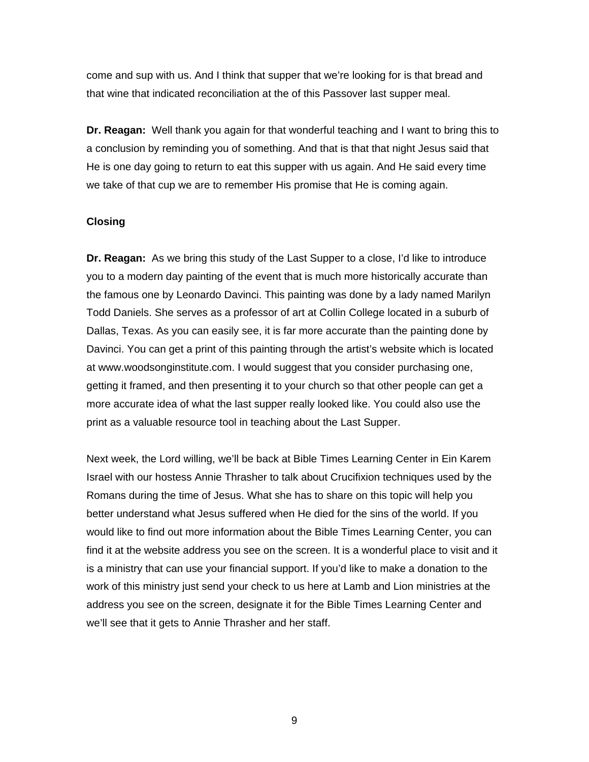come and sup with us. And I think that supper that we're looking for is that bread and that wine that indicated reconciliation at the of this Passover last supper meal.

**Dr. Reagan:** Well thank you again for that wonderful teaching and I want to bring this to a conclusion by reminding you of something. And that is that that night Jesus said that He is one day going to return to eat this supper with us again. And He said every time we take of that cup we are to remember His promise that He is coming again.

**Closing**

**Dr. Reagan:** As we bring this study of the Last Supper to a close, I'd like to introduce you to a modern day painting of the event that is much more historically accurate than the famous one by Leonardo Davinci. This painting was done by a lady named Marilyn Todd Daniels. She serves as a professor of art at Collin College located in a suburb of Dallas, Texas. As you can easily see, it is far more accurate than the painting done by Davinci. You can get a print of this painting through the artist's website which is located at www.woodsonginstitute.com. I would suggest that you consider purchasing one, getting it framed, and then presenting it to your church so that other people can get a more accurate idea of what the last supper really looked like. You could also use the print as a valuable resource tool in teaching about the Last Supper.

Next week, the Lord willing, we'll be back at Bible Times Learning Center in Ein Karem Israel with our hostess Annie Thrasher to talk about Crucifixion techniques used by the Romans during the time of Jesus. What she has to share on this topic will help you better understand what Jesus suffered when He died for the sins of the world. If you would like to find out more information about the Bible Times Learning Center, you can find it at the website address you see on the screen. It is a wonderful place to visit and it is a ministry that can use your financial support. If you'd like to make a donation to the work of this ministry just send your check to us here at Lamb and Lion ministries at the address you see on the screen, designate it for the Bible Times Learning Center and we'll see that it gets to Annie Thrasher and her staff.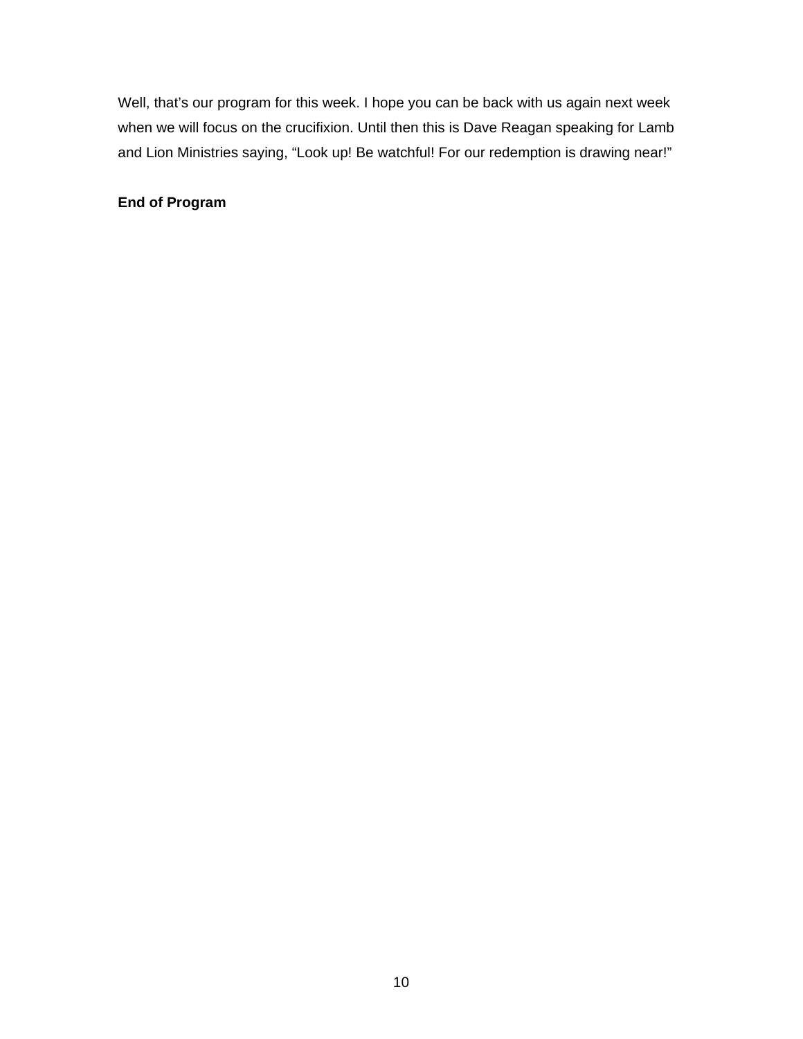Well, that’s our program for this week. I hope you can be back with us again next week when we will focus on the crucifixion. Until then this is Dave Reagan speaking for Lamb and Lion Ministries saying, “Look up! Be watchful! For our redemption is drawing near!”

**End of Program**